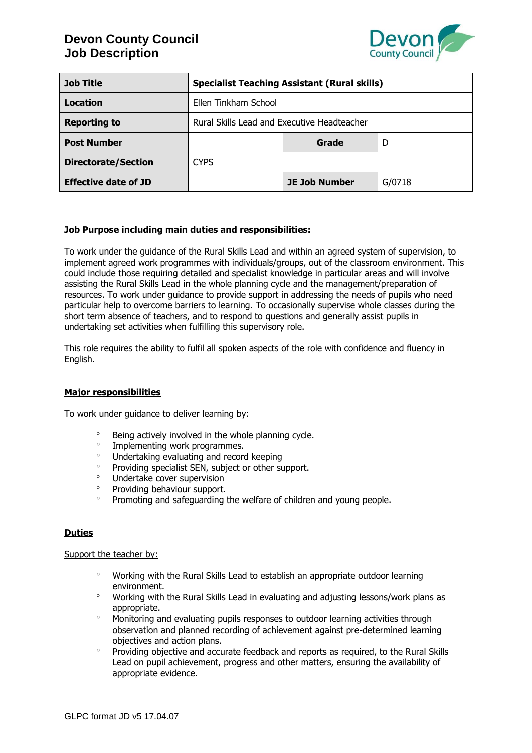# Devon County Council
# Job Description

| Job Title | Specialist Teaching Assistant (Rural skills) | | |
|---|---|---|---|
| Location | Ellen Tinkham School | | |
| Reporting to | Rural Skills Lead and Executive Headteacher | | |
| Post Number | | Grade | D |
| Directorate/Section | CYPS | | |
| Effective date of JD | | JE Job Number | G/0718 |

**Job Purpose including main duties and responsibilities:**

To work under the guidance of the Rural Skills Lead and within an agreed system of supervision, to implement agreed work programmes with individuals/groups, out of the classroom environment. This could include those requiring detailed and specialist knowledge in particular areas and will involve assisting the Rural Skills Lead in the whole planning cycle and the management/preparation of resources. To work under guidance to provide support in addressing the needs of pupils who need particular help to overcome barriers to learning. To occasionally supervise whole classes during the short term absence of teachers, and to respond to questions and generally assist pupils in undertaking set activities when fulfilling this supervisory role.

This role requires the ability to fulfil all spoken aspects of the role with confidence and fluency in English.

**Major responsibilities**

To work under guidance to deliver learning by:

- Being actively involved in the whole planning cycle.
- Implementing work programmes.
- Undertaking evaluating and record keeping
- Providing specialist SEN, subject or other support.
- Undertake cover supervision
- Providing behaviour support.
- Promoting and safeguarding the welfare of children and young people.

**Duties**

Support the teacher by:

- Working with the Rural Skills Lead to establish an appropriate outdoor learning environment.
- Working with the Rural Skills Lead in evaluating and adjusting lessons/work plans as appropriate.
- Monitoring and evaluating pupils responses to outdoor learning activities through observation and planned recording of achievement against pre-determined learning objectives and action plans.
- Providing objective and accurate feedback and reports as required, to the Rural Skills Lead on pupil achievement, progress and other matters, ensuring the availability of appropriate evidence.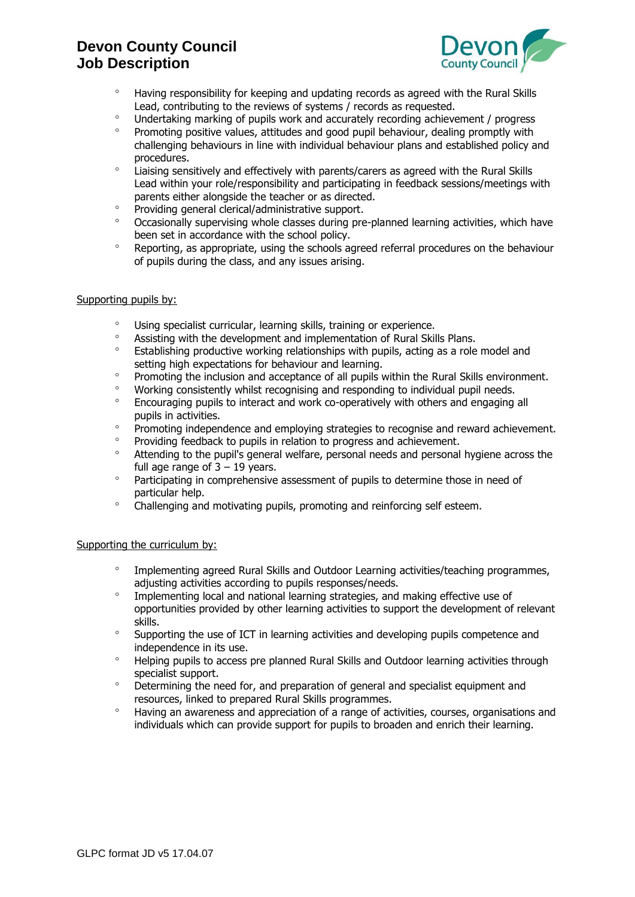- Having responsibility for keeping and updating records as agreed with the Rural Skills Lead, contributing to the reviews of systems / records as requested.
- Undertaking marking of pupils work and accurately recording achievement / progress
- Promoting positive values, attitudes and good pupil behaviour, dealing promptly with challenging behaviours in line with individual behaviour plans and established policy and procedures.
- Liaising sensitively and effectively with parents/carers as agreed with the Rural Skills Lead within your role/responsibility and participating in feedback sessions/meetings with parents either alongside the teacher or as directed.
- Providing general clerical/administrative support.
- Occasionally supervising whole classes during pre-planned learning activities, which have been set in accordance with the school policy.
- Reporting, as appropriate, using the schools agreed referral procedures on the behaviour of pupils during the class, and any issues arising.

<u>Supporting pupils by:</u>

- Using specialist curricular, learning skills, training or experience.
- Assisting with the development and implementation of Rural Skills Plans.
- Establishing productive working relationships with pupils, acting as a role model and setting high expectations for behaviour and learning.
- Promoting the inclusion and acceptance of all pupils within the Rural Skills environment.
- Working consistently whilst recognising and responding to individual pupil needs.
- Encouraging pupils to interact and work co-operatively with others and engaging all pupils in activities.
- Promoting independence and employing strategies to recognise and reward achievement.
- Providing feedback to pupils in relation to progress and achievement.
- Attending to the pupil's general welfare, personal needs and personal hygiene across the full age range of 3 – 19 years.
- Participating in comprehensive assessment of pupils to determine those in need of particular help.
- Challenging and motivating pupils, promoting and reinforcing self esteem.

<u>Supporting the curriculum by:</u>

- Implementing agreed Rural Skills and Outdoor Learning activities/teaching programmes, adjusting activities according to pupils responses/needs.
- Implementing local and national learning strategies, and making effective use of opportunities provided by other learning activities to support the development of relevant skills.
- Supporting the use of ICT in learning activities and developing pupils competence and independence in its use.
- Helping pupils to access pre planned Rural Skills and Outdoor learning activities through specialist support.
- Determining the need for, and preparation of general and specialist equipment and resources, linked to prepared Rural Skills programmes.
- Having an awareness and appreciation of a range of activities, courses, organisations and individuals which can provide support for pupils to broaden and enrich their learning.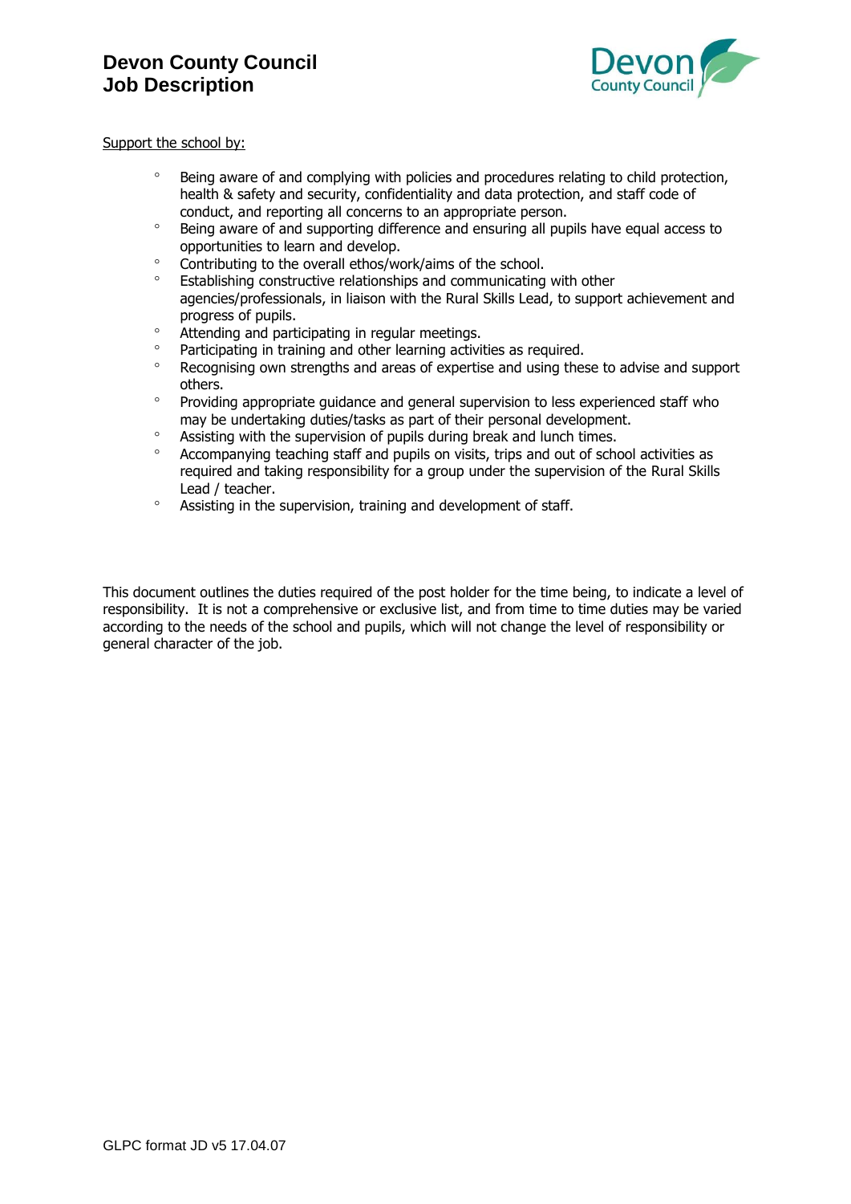Support the school by:

- Being aware of and complying with policies and procedures relating to child protection, health & safety and security, confidentiality and data protection, and staff code of conduct, and reporting all concerns to an appropriate person.
- Being aware of and supporting difference and ensuring all pupils have equal access to opportunities to learn and develop.
- Contributing to the overall ethos/work/aims of the school.
- Establishing constructive relationships and communicating with other agencies/professionals, in liaison with the Rural Skills Lead, to support achievement and progress of pupils.
- Attending and participating in regular meetings.
- Participating in training and other learning activities as required.
- Recognising own strengths and areas of expertise and using these to advise and support others.
- Providing appropriate guidance and general supervision to less experienced staff who may be undertaking duties/tasks as part of their personal development.
- Assisting with the supervision of pupils during break and lunch times.
- Accompanying teaching staff and pupils on visits, trips and out of school activities as required and taking responsibility for a group under the supervision of the Rural Skills Lead / teacher.
- Assisting in the supervision, training and development of staff.

This document outlines the duties required of the post holder for the time being, to indicate a level of responsibility. It is not a comprehensive or exclusive list, and from time to time duties may be varied according to the needs of the school and pupils, which will not change the level of responsibility or general character of the job.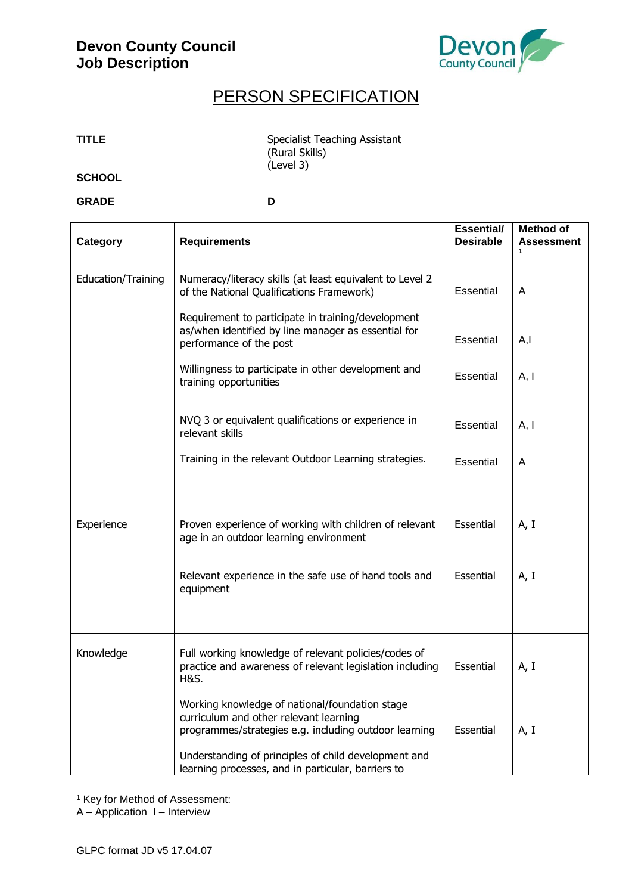**Devon County Council**
**Job Description**

# PERSON SPECIFICATION

**TITLE** Specialist Teaching Assistant (Rural Skills) (Level 3)

**SCHOOL**

**GRADE** D

| Category | Requirements | Essential/ Desirable | Method of Assessment [1] |
|---|---|---|---|
| Education/Training | Numeracy/literacy skills (at least equivalent to Level 2 of the National Qualifications Framework) | Essential | A |
| | Requirement to participate in training/development as/when identified by line manager as essential for performance of the post | Essential | A,I |
| | Willingness to participate in other development and training opportunities | Essential | A, I |
| | NVQ 3 or equivalent qualifications or experience in relevant skills | Essential | A, I |
| | Training in the relevant Outdoor Learning strategies. | Essential | A |
| Experience | Proven experience of working with children of relevant age in an outdoor learning environment | Essential | A, I |
| | Relevant experience in the safe use of hand tools and equipment | Essential | A, I |
| Knowledge | Full working knowledge of relevant policies/codes of practice and awareness of relevant legislation including H&S. | Essential | A, I |
| | Working knowledge of national/foundation stage curriculum and other relevant learning programmes/strategies e.g. including outdoor learning | Essential | A, I |
| | Understanding of principles of child development and learning processes, and in particular, barriers to | | |

[1] Key for Method of Assessment:
A – Application I – Interview

GLPC format JD v5 17.04.07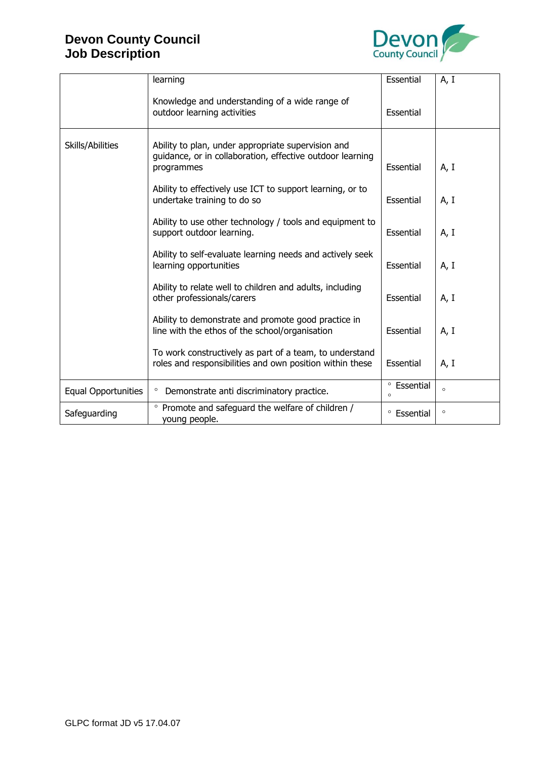# Devon County Council
# Job Description

| | | | |
|---|---|---|---|
| | learning | Essential | A, I |
| | Knowledge and understanding of a wide range of outdoor learning activities | Essential | |
| Skills/Abilities | Ability to plan, under appropriate supervision and guidance, or in collaboration, effective outdoor learning programmes | Essential | A, I |
| | Ability to effectively use ICT to support learning, or to undertake training to do so | Essential | A, I |
| | Ability to use other technology / tools and equipment to support outdoor learning. | Essential | A, I |
| | Ability to self-evaluate learning needs and actively seek learning opportunities | Essential | A, I |
| | Ability to relate well to children and adults, including other professionals/carers | Essential | A, I |
| | Ability to demonstrate and promote good practice in line with the ethos of the school/organisation | Essential | A, I |
| | To work constructively as part of a team, to understand roles and responsibilities and own position within these | Essential | A, I |
| Equal Opportunities | ◦ Demonstrate anti discriminatory practice. | ◦ Essential ◦ | ◦ |
| Safeguarding | ◦ Promote and safeguard the welfare of children / young people. | ◦ Essential | ◦ |

GLPC format JD v5 17.04.07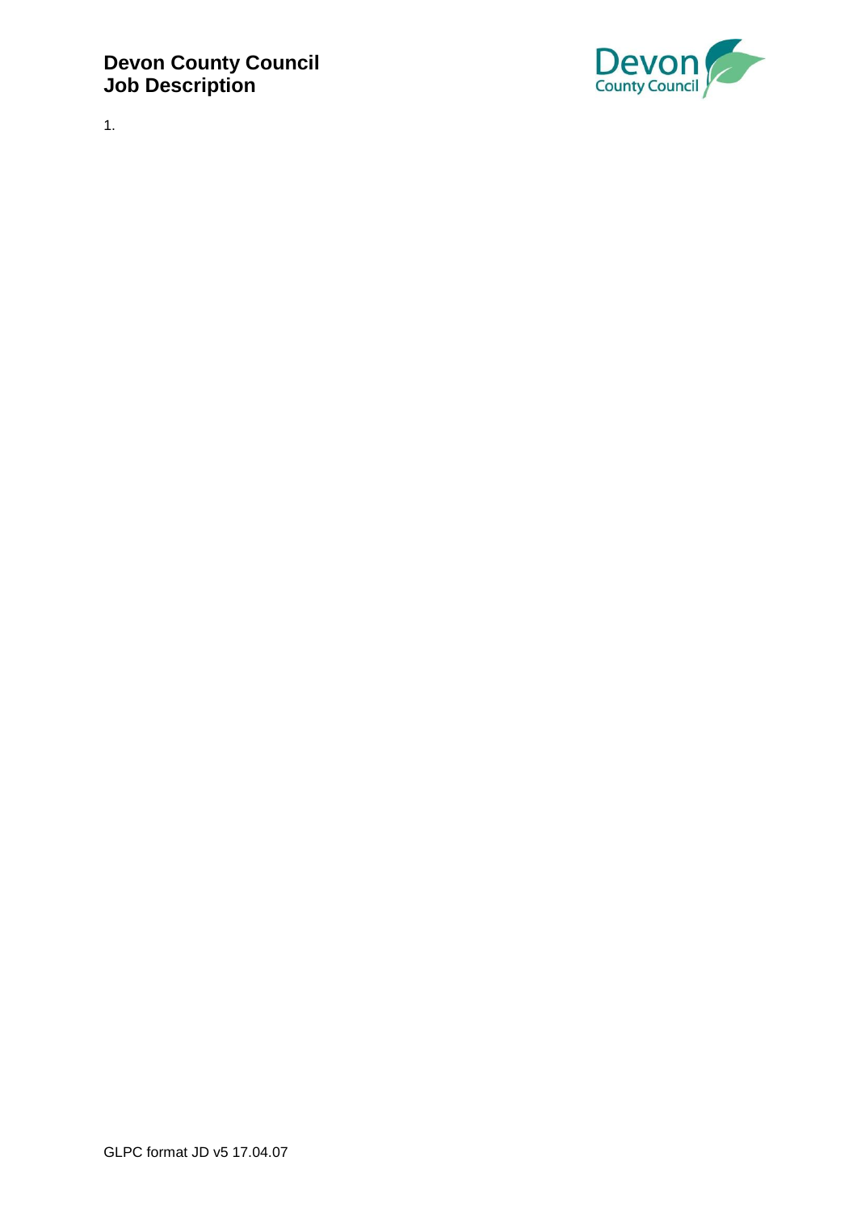# Devon County Council
# Job Description

1.